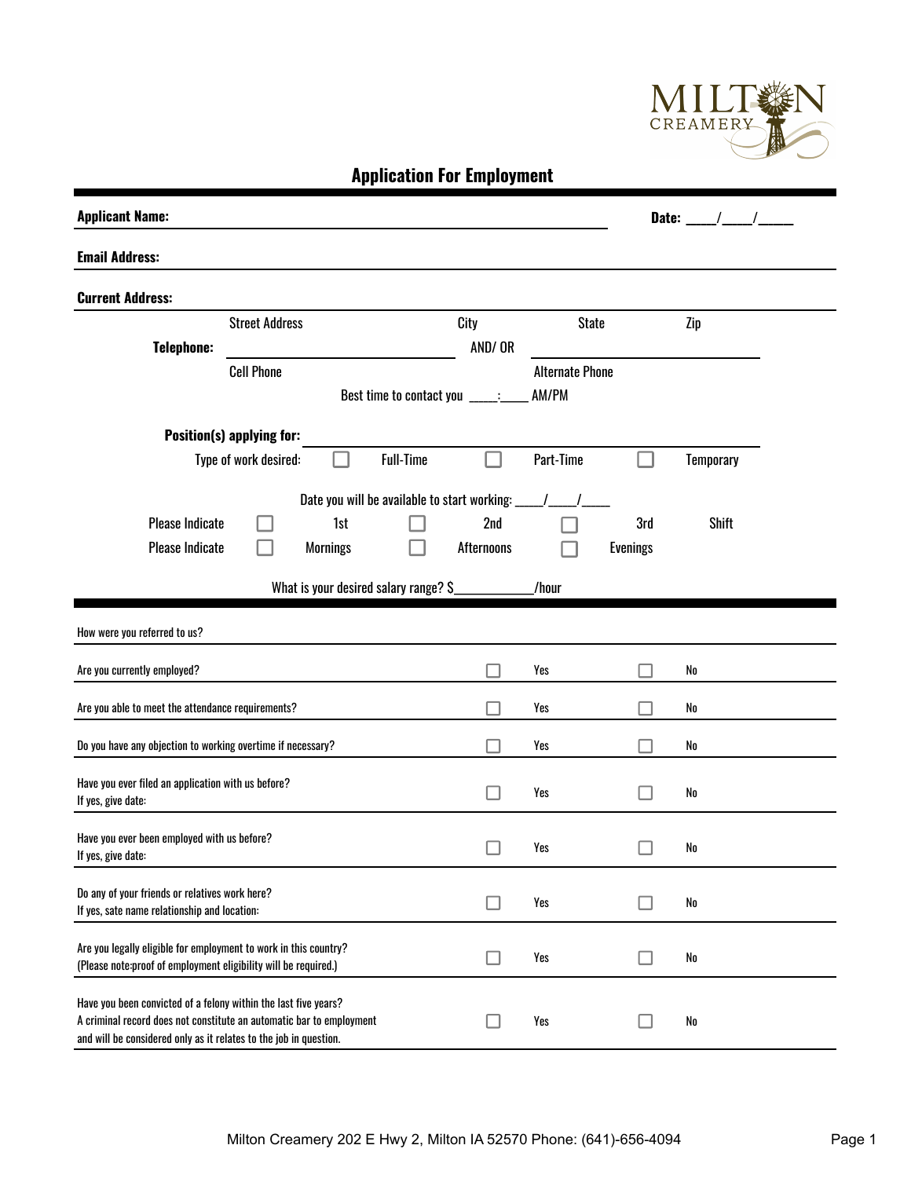MILTON CREAMERY

# Application For Employment

**Applicant Name:** ______________________________ **Date:** ____/____/_____

**Email Address:** ______________________________

**Current Address:** ______________________________

Street Address | City | State | Zip

**Telephone:** ______________________ AND/ OR ______________________

Cell Phone | Alternate Phone

Best time to contact you ____:____ AM/PM

**Position(s) applying for:** ______________________________

Type of work desired: ☐ Full-Time ☐ Part-Time ☐ Temporary

Date you will be available to start working: ____/____/____

Please Indicate ☐ 1st ☐ 2nd ☐ 3rd Shift

Please Indicate ☐ Mornings ☐ Afternoons ☐ Evenings

What is your desired salary range? $___________/hour

---

How were you referred to us? ______________________________

| Question | Yes | No |
|---|---|---|
| Are you currently employed? | ☐ Yes | ☐ No |
| Are you able to meet the attendance requirements? | ☐ Yes | ☐ No |
| Do you have any objection to working overtime if necessary? | ☐ Yes | ☐ No |
| Have you ever filed an application with us before? If yes, give date: | ☐ Yes | ☐ No |
| Have you ever been employed with us before? If yes, give date: | ☐ Yes | ☐ No |
| Do any of your friends or relatives work here? If yes, sate name relationship and location: | ☐ Yes | ☐ No |
| Are you legally eligible for employment to work in this country? (Please note:proof of employment eligibility will be required.) | ☐ Yes | ☐ No |
| Have you been convicted of a felony within the last five years? A criminal record does not constitute an automatic bar to employment and will be considered only as it relates to the job in question. | ☐ Yes | ☐ No |

Milton Creamery 202 E Hwy 2, Milton IA 52570 Phone: (641)-656-4094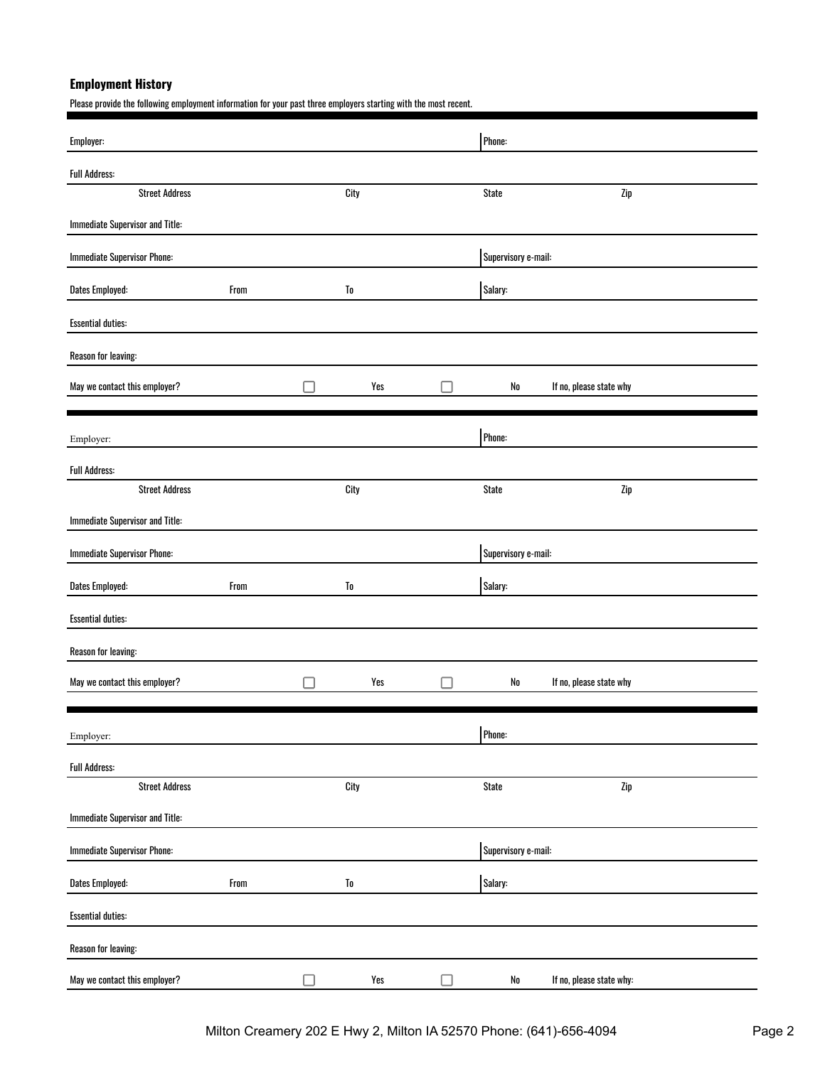## Employment History

Please provide the following employment information for your past three employers starting with the most recent.

Employer: | Phone:

Full Address:

Street Address | City | State | Zip

Immediate Supervisor and Title:

Immediate Supervisor Phone: | Supervisory e-mail:

Dates Employed: From To | Salary:

Essential duties:

Reason for leaving:

May we contact this employer? ☐ Yes ☐ No If no, please state why

---

Employer: | Phone:

Full Address:

Street Address | City | State | Zip

Immediate Supervisor and Title:

Immediate Supervisor Phone: | Supervisory e-mail:

Dates Employed: From To | Salary:

Essential duties:

Reason for leaving:

May we contact this employer? ☐ Yes ☐ No If no, please state why

---

Employer: | Phone:

Full Address:

Street Address | City | State | Zip

Immediate Supervisor and Title:

Immediate Supervisor Phone: | Supervisory e-mail:

Dates Employed: From To | Salary:

Essential duties:

Reason for leaving:

May we contact this employer? ☐ Yes ☐ No If no, please state why:

Milton Creamery 202 E Hwy 2, Milton IA 52570 Phone: (641)-656-4094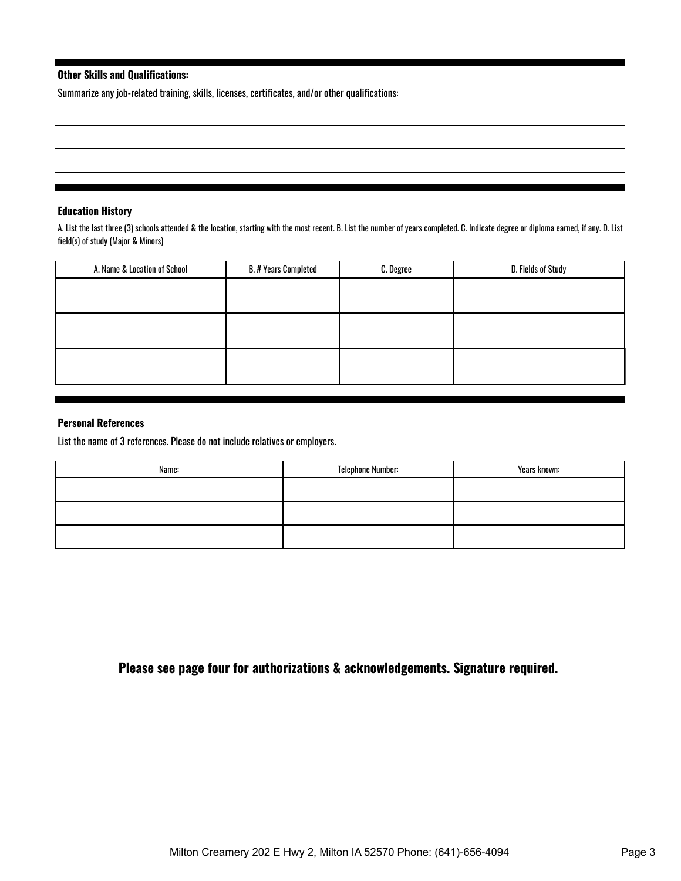**Other Skills and Qualifications:**

Summarize any job-related training, skills, licenses, certificates, and/or other qualifications:

---

**Education History**

A. List the last three (3) schools attended & the location, starting with the most recent. B. List the number of years completed. C. Indicate degree or diploma earned, if any. D. List field(s) of study (Major & Minors)

| A. Name & Location of School | B. # Years Completed | C. Degree | D. Fields of Study |
|---|---|---|---|
| | | | |
| | | | |
| | | | |

**Personal References**

List the name of 3 references. Please do not include relatives or employers.

| Name: | Telephone Number: | Years known: |
|---|---|---|
| | | |
| | | |
| | | |

**Please see page four for authorizations & acknowledgements. Signature required.**

Milton Creamery 202 E Hwy 2, Milton IA 52570 Phone: (641)-656-4094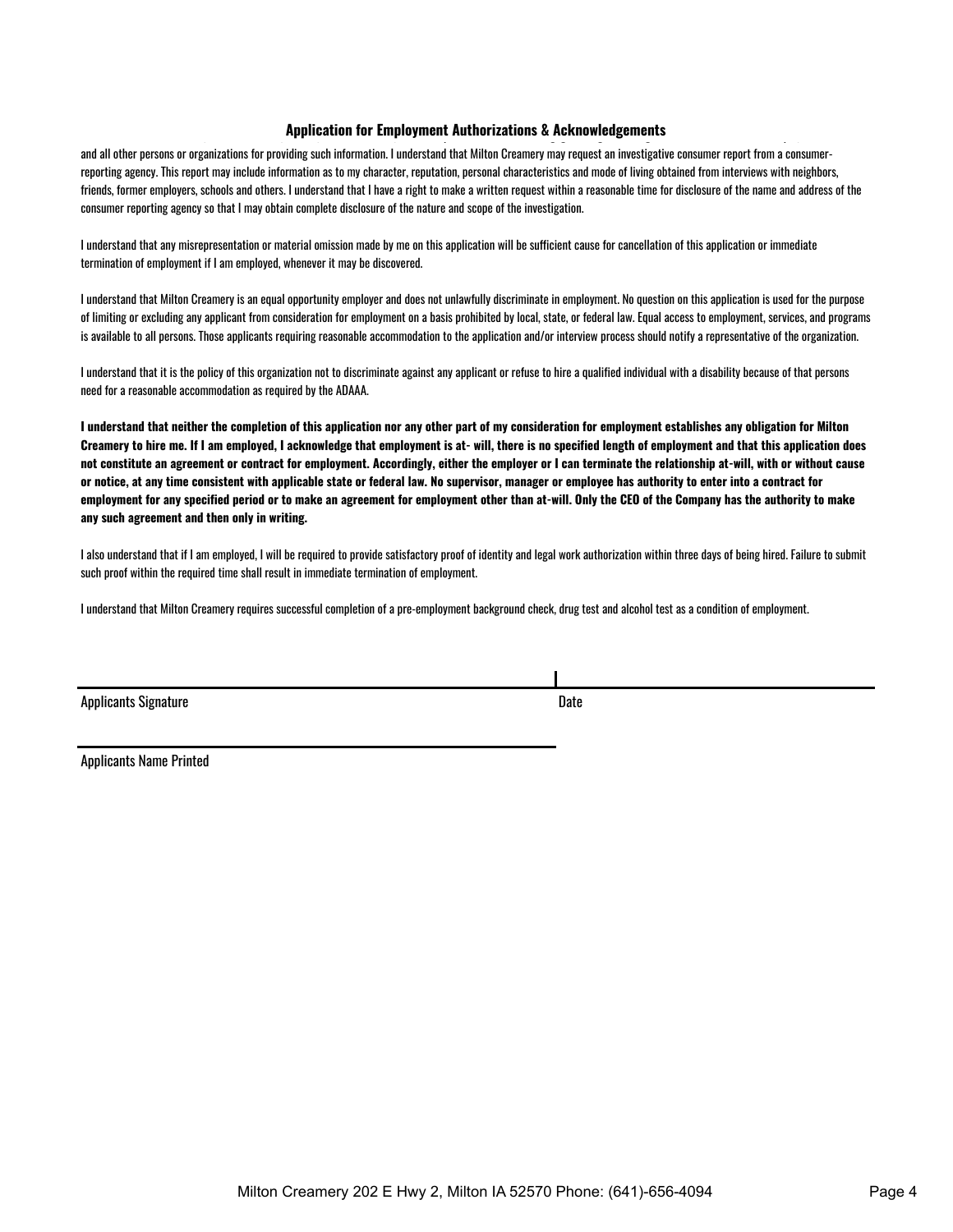## Application for Employment Authorizations & Acknowledgements

and all other persons or organizations for providing such information. I understand that Milton Creamery may request an investigative consumer report from a consumer-reporting agency. This report may include information as to my character, reputation, personal characteristics and mode of living obtained from interviews with neighbors, friends, former employers, schools and others. I understand that I have a right to make a written request within a reasonable time for disclosure of the name and address of the consumer reporting agency so that I may obtain complete disclosure of the nature and scope of the investigation.

I understand that any misrepresentation or material omission made by me on this application will be sufficient cause for cancellation of this application or immediate termination of employment if I am employed, whenever it may be discovered.

I understand that Milton Creamery is an equal opportunity employer and does not unlawfully discriminate in employment. No question on this application is used for the purpose of limiting or excluding any applicant from consideration for employment on a basis prohibited by local, state, or federal law. Equal access to employment, services, and programs is available to all persons. Those applicants requiring reasonable accommodation to the application and/or interview process should notify a representative of the organization.

I understand that it is the policy of this organization not to discriminate against any applicant or refuse to hire a qualified individual with a disability because of that persons need for a reasonable accommodation as required by the ADAAA.

**I understand that neither the completion of this application nor any other part of my consideration for employment establishes any obligation for Milton Creamery to hire me. If I am employed, I acknowledge that employment is at- will, there is no specified length of employment and that this application does not constitute an agreement or contract for employment. Accordingly, either the employer or I can terminate the relationship at-will, with or without cause or notice, at any time consistent with applicable state or federal law. No supervisor, manager or employee has authority to enter into a contract for employment for any specified period or to make an agreement for employment other than at-will. Only the CEO of the Company has the authority to make any such agreement and then only in writing.**

I also understand that if I am employed, I will be required to provide satisfactory proof of identity and legal work authorization within three days of being hired. Failure to submit such proof within the required time shall result in immediate termination of employment.

I understand that Milton Creamery requires successful completion of a pre-employment background check, drug test and alcohol test as a condition of employment.

Applicants Signature ______________________ Date ______________________

Applicants Name Printed ______________________